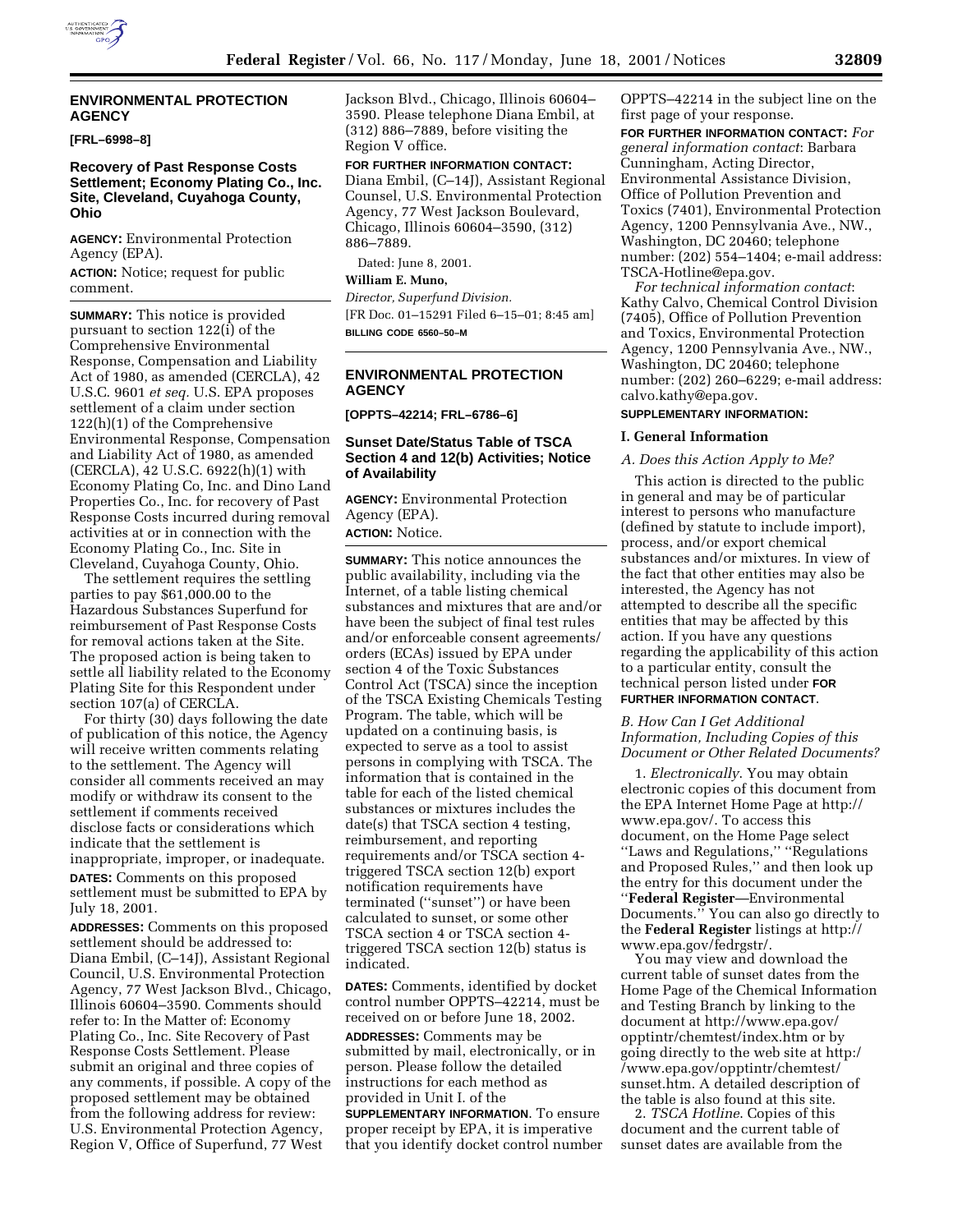## ENVIRONMENTAL PROTECTION AGENCY

**[FRL–6998–8]**

### Recovery of Past Response Costs Settlement; Economy Plating Co., Inc. Site, Cleveland, Cuyahoga County, Ohio

**AGENCY:** Environmental Protection Agency (EPA).

**ACTION:** Notice; request for public comment.

**SUMMARY:** This notice is provided pursuant to section 122(i) of the Comprehensive Environmental Response, Compensation and Liability Act of 1980, as amended (CERCLA), 42 U.S.C. 9601 *et seq.* U.S. EPA proposes settlement of a claim under section 122(h)(1) of the Comprehensive Environmental Response, Compensation and Liability Act of 1980, as amended (CERCLA), 42 U.S.C. 6922(h)(1) with Economy Plating Co, Inc. and Dino Land Properties Co., Inc. for recovery of Past Response Costs incurred during removal activities at or in connection with the Economy Plating Co., Inc. Site in Cleveland, Cuyahoga County, Ohio.

The settlement requires the settling parties to pay $61,000.00 to the Hazardous Substances Superfund for reimbursement of Past Response Costs for removal actions taken at the Site. The proposed action is being taken to settle all liability related to the Economy Plating Site for this Respondent under section 107(a) of CERCLA.

For thirty (30) days following the date of publication of this notice, the Agency will receive written comments relating to the settlement. The Agency will consider all comments received an may modify or withdraw its consent to the settlement if comments received disclose facts or considerations which indicate that the settlement is inappropriate, improper, or inadequate.

**DATES:** Comments on this proposed settlement must be submitted to EPA by July 18, 2001.

**ADDRESSES:** Comments on this proposed settlement should be addressed to: Diana Embil, (C–14J), Assistant Regional Council, U.S. Environmental Protection Agency, 77 West Jackson Blvd., Chicago, Illinois 60604–3590. Comments should refer to: In the Matter of: Economy Plating Co., Inc. Site Recovery of Past Response Costs Settlement. Please submit an original and three copies of any comments, if possible. A copy of the proposed settlement may be obtained from the following address for review: U.S. Environmental Protection Agency, Region V, Office of Superfund, 77 West Jackson Blvd., Chicago, Illinois 60604–3590. Please telephone Diana Embil, at (312) 886–7889, before visiting the Region V office.

**FOR FURTHER INFORMATION CONTACT:** Diana Embil, (C–14J), Assistant Regional Counsel, U.S. Environmental Protection Agency, 77 West Jackson Boulevard, Chicago, Illinois 60604–3590, (312) 886–7889.

Dated: June 8, 2001.

**William E. Muno,**

*Director, Superfund Division.*

[FR Doc. 01–15291 Filed 6–15–01; 8:45 am]

**BILLING CODE 6560–50–M**

## ENVIRONMENTAL PROTECTION AGENCY

**[OPPTS–42214; FRL–6786–6]**

### Sunset Date/Status Table of TSCA Section 4 and 12(b) Activities; Notice of Availability

**AGENCY:** Environmental Protection Agency (EPA).

**ACTION:** Notice.

**SUMMARY:** This notice announces the public availability, including via the Internet, of a table listing chemical substances and mixtures that are and/or have been the subject of final test rules and/or enforceable consent agreements/ orders (ECAs) issued by EPA under section 4 of the Toxic Substances Control Act (TSCA) since the inception of the TSCA Existing Chemicals Testing Program. The table, which will be updated on a continuing basis, is expected to serve as a tool to assist persons in complying with TSCA. The information that is contained in the table for each of the listed chemical substances or mixtures includes the date(s) that TSCA section 4 testing, reimbursement, and reporting requirements and/or TSCA section 4-triggered TSCA section 12(b) export notification requirements have terminated (''sunset'') or have been calculated to sunset, or some other TSCA section 4 or TSCA section 4-triggered TSCA section 12(b) status is indicated.

**DATES:** Comments, identified by docket control number OPPTS–42214, must be received on or before June 18, 2002.

**ADDRESSES:** Comments may be submitted by mail, electronically, or in person. Please follow the detailed instructions for each method as provided in Unit I. of the **SUPPLEMENTARY INFORMATION**. To ensure proper receipt by EPA, it is imperative that you identify docket control number OPPTS–42214 in the subject line on the first page of your response.

**FOR FURTHER INFORMATION CONTACT:** *For general information contact*: Barbara Cunningham, Acting Director, Environmental Assistance Division, Office of Pollution Prevention and Toxics (7401), Environmental Protection Agency, 1200 Pennsylvania Ave., NW., Washington, DC 20460; telephone number: (202) 554–1404; e-mail address: TSCA-Hotline@epa.gov.

*For technical information contact*: Kathy Calvo, Chemical Control Division (7405), Office of Pollution Prevention and Toxics, Environmental Protection Agency, 1200 Pennsylvania Ave., NW., Washington, DC 20460; telephone number: (202) 260–6229; e-mail address: calvo.kathy@epa.gov.

**SUPPLEMENTARY INFORMATION:**

#### I. General Information

*A. Does this Action Apply to Me?*

This action is directed to the public in general and may be of particular interest to persons who manufacture (defined by statute to include import), process, and/or export chemical substances and/or mixtures. In view of the fact that other entities may also be interested, the Agency has not attempted to describe all the specific entities that may be affected by this action. If you have any questions regarding the applicability of this action to a particular entity, consult the technical person listed under **FOR FURTHER INFORMATION CONTACT**.

*B. How Can I Get Additional Information, Including Copies of this Document or Other Related Documents?*

1. *Electronically*. You may obtain electronic copies of this document from the EPA Internet Home Page at http://www.epa.gov/. To access this document, on the Home Page select ''Laws and Regulations,'' ''Regulations and Proposed Rules,'' and then look up the entry for this document under the ''**Federal Register**—Environmental Documents.'' You can also go directly to the **Federal Register** listings at http://www.epa.gov/fedrgstr/.

You may view and download the current table of sunset dates from the Home Page of the Chemical Information and Testing Branch by linking to the document at http://www.epa.gov/opptintr/chemtest/index.htm or by going directly to the web site at http://www.epa.gov/opptintr/chemtest/sunset.htm. A detailed description of the table is also found at this site.

2. *TSCA Hotline*. Copies of this document and the current table of sunset dates are available from the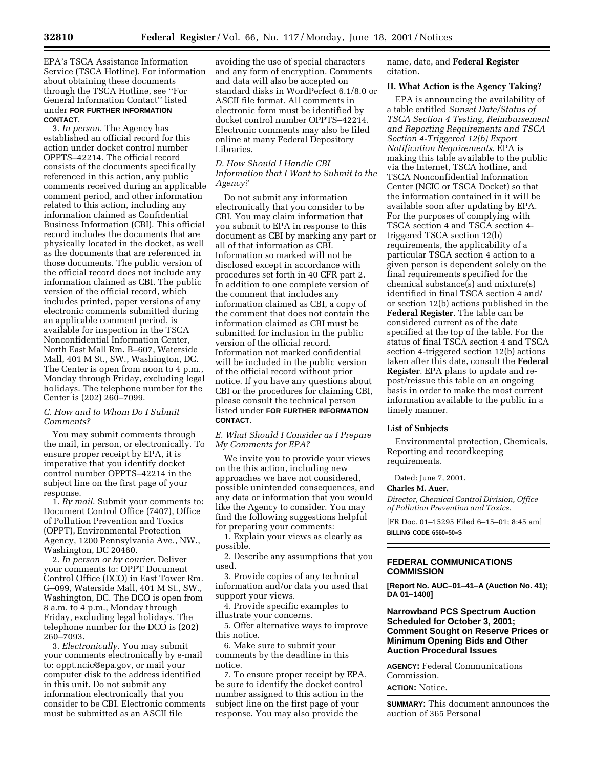EPA's TSCA Assistance Information Service (TSCA Hotline). For information about obtaining these documents through the TSCA Hotline, see ''For General Information Contact'' listed under **FOR FURTHER INFORMATION CONTACT**.

3. *In person.* The Agency has established an official record for this action under docket control number OPPTS–42214. The official record consists of the documents specifically referenced in this action, any public comments received during an applicable comment period, and other information related to this action, including any information claimed as Confidential Business Information (CBI). This official record includes the documents that are physically located in the docket, as well as the documents that are referenced in those documents. The public version of the official record does not include any information claimed as CBI. The public version of the official record, which includes printed, paper versions of any electronic comments submitted during an applicable comment period, is available for inspection in the TSCA Nonconfidential Information Center, North East Mall Rm. B–607, Waterside Mall, 401 M St., SW., Washington, DC. The Center is open from noon to 4 p.m., Monday through Friday, excluding legal holidays. The telephone number for the Center is (202) 260–7099.

### *C. How and to Whom Do I Submit Comments?*

You may submit comments through the mail, in person, or electronically. To ensure proper receipt by EPA, it is imperative that you identify docket control number OPPTS–42214 in the subject line on the first page of your response.

1. *By mail.* Submit your comments to: Document Control Office (7407), Office of Pollution Prevention and Toxics (OPPT), Environmental Protection Agency, 1200 Pennsylvania Ave., NW., Washington, DC 20460.

2. *In person or by courier.* Deliver your comments to: OPPT Document Control Office (DCO) in East Tower Rm. G–099, Waterside Mall, 401 M St., SW., Washington, DC. The DCO is open from 8 a.m. to 4 p.m., Monday through Friday, excluding legal holidays. The telephone number for the DCO is (202) 260–7093.

3. *Electronically.* You may submit your comments electronically by e-mail to: oppt.ncic@epa.gov, or mail your computer disk to the address identified in this unit. Do not submit any information electronically that you consider to be CBI. Electronic comments must be submitted as an ASCII file avoiding the use of special characters and any form of encryption. Comments and data will also be accepted on standard disks in WordPerfect 6.1/8.0 or ASCII file format. All comments in electronic form must be identified by docket control number OPPTS–42214. Electronic comments may also be filed online at many Federal Depository Libraries.

### *D. How Should I Handle CBI Information that I Want to Submit to the Agency?*

Do not submit any information electronically that you consider to be CBI. You may claim information that you submit to EPA in response to this document as CBI by marking any part or all of that information as CBI. Information so marked will not be disclosed except in accordance with procedures set forth in 40 CFR part 2. In addition to one complete version of the comment that includes any information claimed as CBI, a copy of the comment that does not contain the information claimed as CBI must be submitted for inclusion in the public version of the official record. Information not marked confidential will be included in the public version of the official record without prior notice. If you have any questions about CBI or the procedures for claiming CBI, please consult the technical person listed under **FOR FURTHER INFORMATION CONTACT**.

### *E. What Should I Consider as I Prepare My Comments for EPA?*

We invite you to provide your views on the this action, including new approaches we have not considered, possible unintended consequences, and any data or information that you would like the Agency to consider. You may find the following suggestions helpful for preparing your comments:

1. Explain your views as clearly as possible.

2. Describe any assumptions that you used.

3. Provide copies of any technical information and/or data you used that support your views.

4. Provide specific examples to illustrate your concerns.

5. Offer alternative ways to improve this notice.

6. Make sure to submit your comments by the deadline in this notice.

7. To ensure proper receipt by EPA, be sure to identify the docket control number assigned to this action in the subject line on the first page of your response. You may also provide the name, date, and **Federal Register** citation.

## II. What Action is the Agency Taking?

EPA is announcing the availability of a table entitled *Sunset Date/Status of TSCA Section 4 Testing, Reimbursement and Reporting Requirements and TSCA Section 4-Triggered 12(b) Export Notification Requirements*. EPA is making this table available to the public via the Internet, TSCA hotline, and TSCA Nonconfidential Information Center (NCIC or TSCA Docket) so that the information contained in it will be available soon after updating by EPA. For the purposes of complying with TSCA section 4 and TSCA section 4-triggered TSCA section 12(b) requirements, the applicability of a particular TSCA section 4 action to a given person is dependent solely on the final requirements specified for the chemical substance(s) and mixture(s) identified in final TSCA section 4 and/or section 12(b) actions published in the **Federal Register**. The table can be considered current as of the date specified at the top of the table. For the status of final TSCA section 4 and TSCA section 4-triggered section 12(b) actions taken after this date, consult the **Federal Register**. EPA plans to update and re-post/reissue this table on an ongoing basis in order to make the most current information available to the public in a timely manner.

### List of Subjects

Environmental protection, Chemicals, Reporting and recordkeeping requirements.

Dated: June 7, 2001.

**Charles M. Auer,**

*Director, Chemical Control Division, Office of Pollution Prevention and Toxics.*

[FR Doc. 01–15295 Filed 6–15–01; 8:45 am]

**BILLING CODE 6560–50–S**

# FEDERAL COMMUNICATIONS COMMISSION

**[Report No. AUC–01–41–A (Auction No. 41); DA 01–1400]**

## Narrowband PCS Spectrum Auction Scheduled for October 3, 2001; Comment Sought on Reserve Prices or Minimum Opening Bids and Other Auction Procedural Issues

**AGENCY:** Federal Communications Commission.

**ACTION:** Notice.

**SUMMARY:** This document announces the auction of 365 Personal